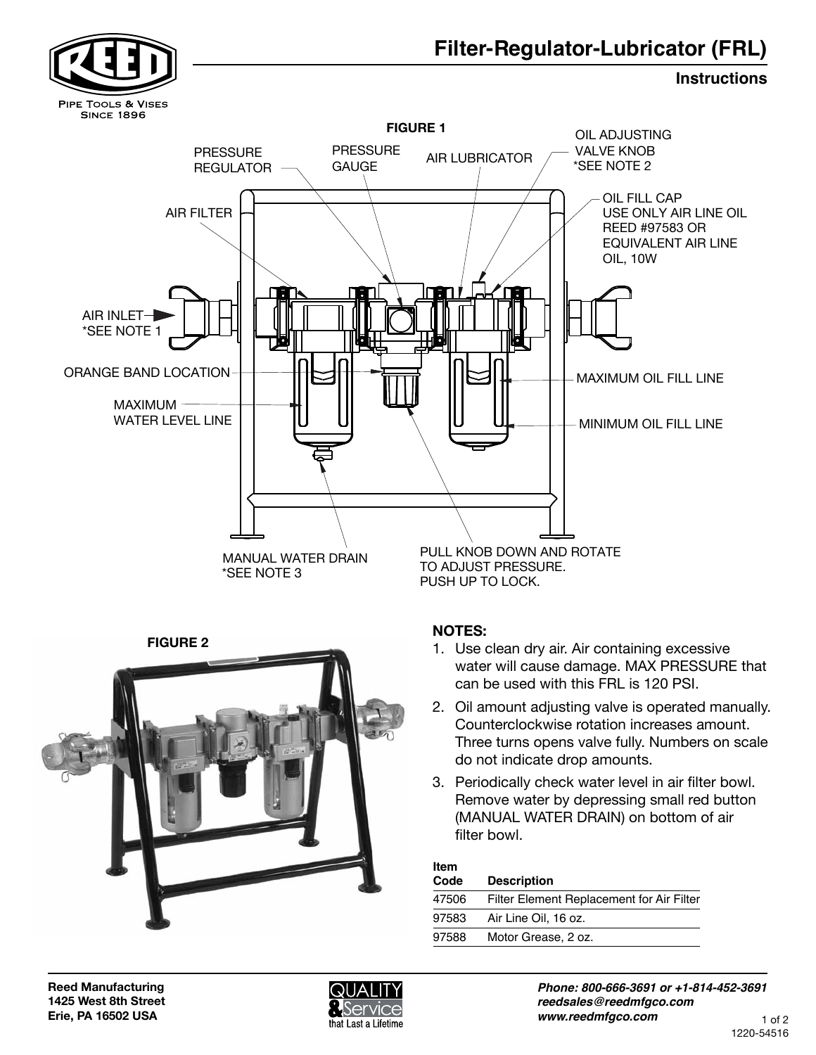# Filter-Regulator-Lubricator (FRL)

## Instructions

**FIGURE 1**

PRESSURE REGULATOR

PRESSURE GAUGE

AIR LUBRICATOR

OIL ADJUSTING VALVE KNOB *SEE NOTE 2

OIL FILL CAP USE ONLY AIR LINE OIL REED #97583 OR EQUIVALENT AIR LINE OIL, 10W

AIR FILTER

AIR INLET *SEE NOTE 1

ORANGE BAND LOCATION

MAXIMUM OIL FILL LINE

MAXIMUM WATER LEVEL LINE

MINIMUM OIL FILL LINE

MANUAL WATER DRAIN *SEE NOTE 3

PULL KNOB DOWN AND ROTATE TO ADJUST PRESSURE. PUSH UP TO LOCK.

**FIGURE 2**

**NOTES:**

1. Use clean dry air. Air containing excessive water will cause damage. MAX PRESSURE that can be used with this FRL is 120 PSI.
2. Oil amount adjusting valve is operated manually. Counterclockwise rotation increases amount. Three turns opens valve fully. Numbers on scale do not indicate drop amounts.
3. Periodically check water level in air filter bowl. Remove water by depressing small red button (MANUAL WATER DRAIN) on bottom of air filter bowl.

| Item Code | Description |
|---|---|
| 47506 | Filter Element Replacement for Air Filter |
| 97583 | Air Line Oil, 16 oz. |
| 97588 | Motor Grease, 2 oz. |

**Reed Manufacturing**
**1425 West 8th Street**
**Erie, PA 16502 USA**

***Phone: 800-666-3691 or +1-814-452-3691***
***reedsales@reedmfgco.com***
***www.reedmfgco.com***

1220-54516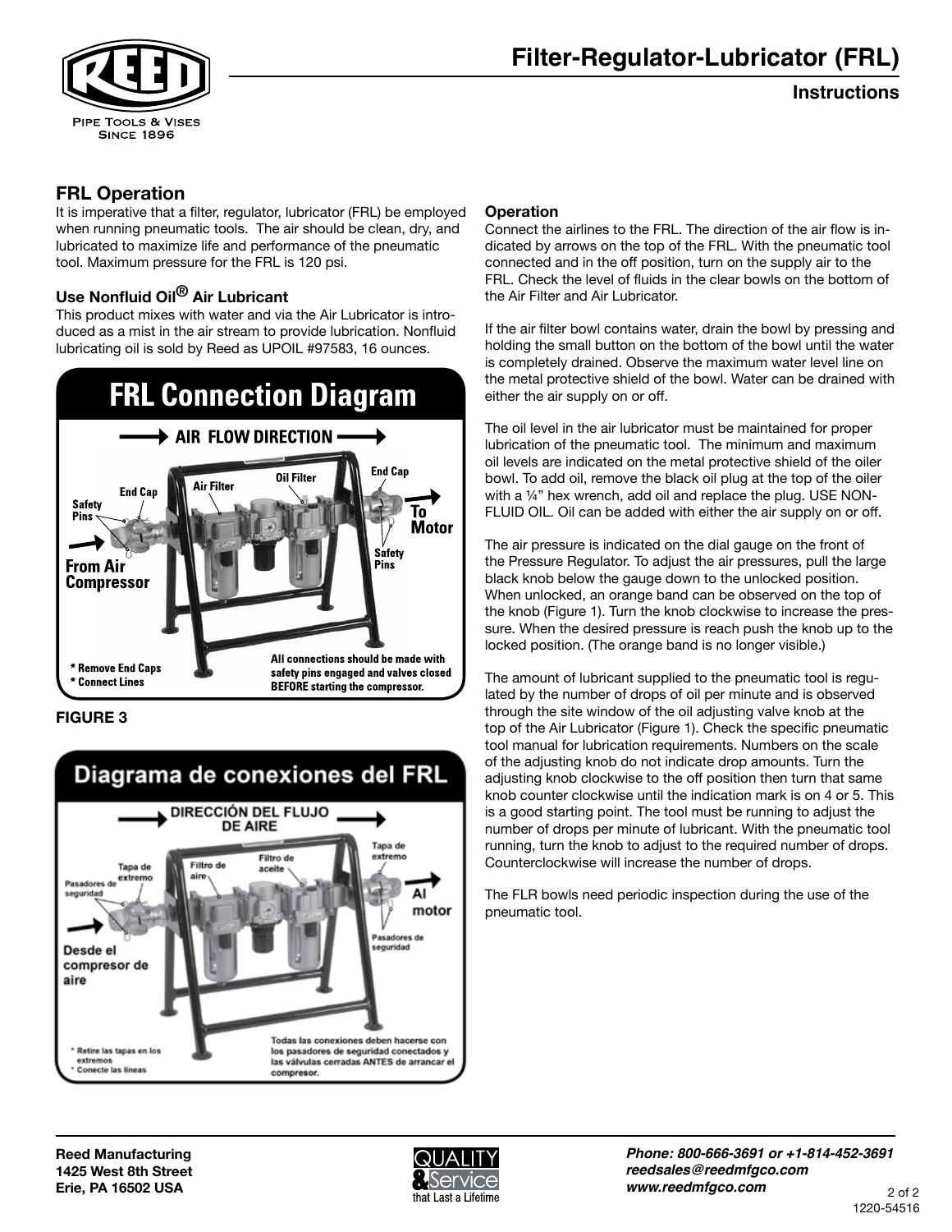# Filter-Regulator-Lubricator (FRL)

## Instructions

### FRL Operation

It is imperative that a filter, regulator, lubricator (FRL) be employed when running pneumatic tools. The air should be clean, dry, and lubricated to maximize life and performance of the pneumatic tool. Maximum pressure for the FRL is 120 psi.

### Use Nonfluid Oil® Air Lubricant

This product mixes with water and via the Air Lubricator is introduced as a mist in the air stream to provide lubrication. Nonfluid lubricating oil is sold by Reed as UPOIL #97583, 16 ounces.

**FRL Connection Diagram**

AIR FLOW DIRECTION

End Cap
Safety Pins
Air Filter
Oil Filter
End Cap
To Motor
Safety Pins
From Air Compressor

* Remove End Caps
* Connect Lines

All connections should be made with safety pins engaged and valves closed BEFORE starting the compressor.

**FIGURE 3**

**Diagrama de conexiones del FRL**

DIRECCIÓN DEL FLUJO DE AIRE

Tapa de extremo
Pasadores de seguridad
Filtro de aire
Filtro de aceite
Tapa de extremo
Al motor
Pasadores de seguridad
Desde el compresor de aire

* Retire las tapas en los extremos
* Conecte las líneas

Todas las conexiones deben hacerse con los pasadores de seguridad conectados y las válvulas cerradas ANTES de arrancar el compresor.

### Operation

Connect the airlines to the FRL. The direction of the air flow is indicated by arrows on the top of the FRL. With the pneumatic tool connected and in the off position, turn on the supply air to the FRL. Check the level of fluids in the clear bowls on the bottom of the Air Filter and Air Lubricator.

If the air filter bowl contains water, drain the bowl by pressing and holding the small button on the bottom of the bowl until the water is completely drained. Observe the maximum water level line on the metal protective shield of the bowl. Water can be drained with either the air supply on or off.

The oil level in the air lubricator must be maintained for proper lubrication of the pneumatic tool. The minimum and maximum oil levels are indicated on the metal protective shield of the oiler bowl. To add oil, remove the black oil plug at the top of the oiler with a ¼" hex wrench, add oil and replace the plug. USE NON-FLUID OIL. Oil can be added with either the air supply on or off.

The air pressure is indicated on the dial gauge on the front of the Pressure Regulator. To adjust the air pressures, pull the large black knob below the gauge down to the unlocked position. When unlocked, an orange band can be observed on the top of the knob (Figure 1). Turn the knob clockwise to increase the pressure. When the desired pressure is reach push the knob up to the locked position. (The orange band is no longer visible.)

The amount of lubricant supplied to the pneumatic tool is regulated by the number of drops of oil per minute and is observed through the site window of the oil adjusting valve knob at the top of the Air Lubricator (Figure 1). Check the specific pneumatic tool manual for lubrication requirements. Numbers on the scale of the adjusting knob do not indicate drop amounts. Turn the adjusting knob clockwise to the off position then turn that same knob counter clockwise until the indication mark is on 4 or 5. This is a good starting point. The tool must be running to adjust the number of drops per minute of lubricant. With the pneumatic tool running, turn the knob to adjust to the required number of drops. Counterclockwise will increase the number of drops.

The FLR bowls need periodic inspection during the use of the pneumatic tool.

**Reed Manufacturing**
**1425 West 8th Street**
**Erie, PA 16502 USA**

*Phone: 800-666-3691 or +1-814-452-3691*
*reedsales@reedmfgco.com*
*www.reedmfgco.com*

1220-54516